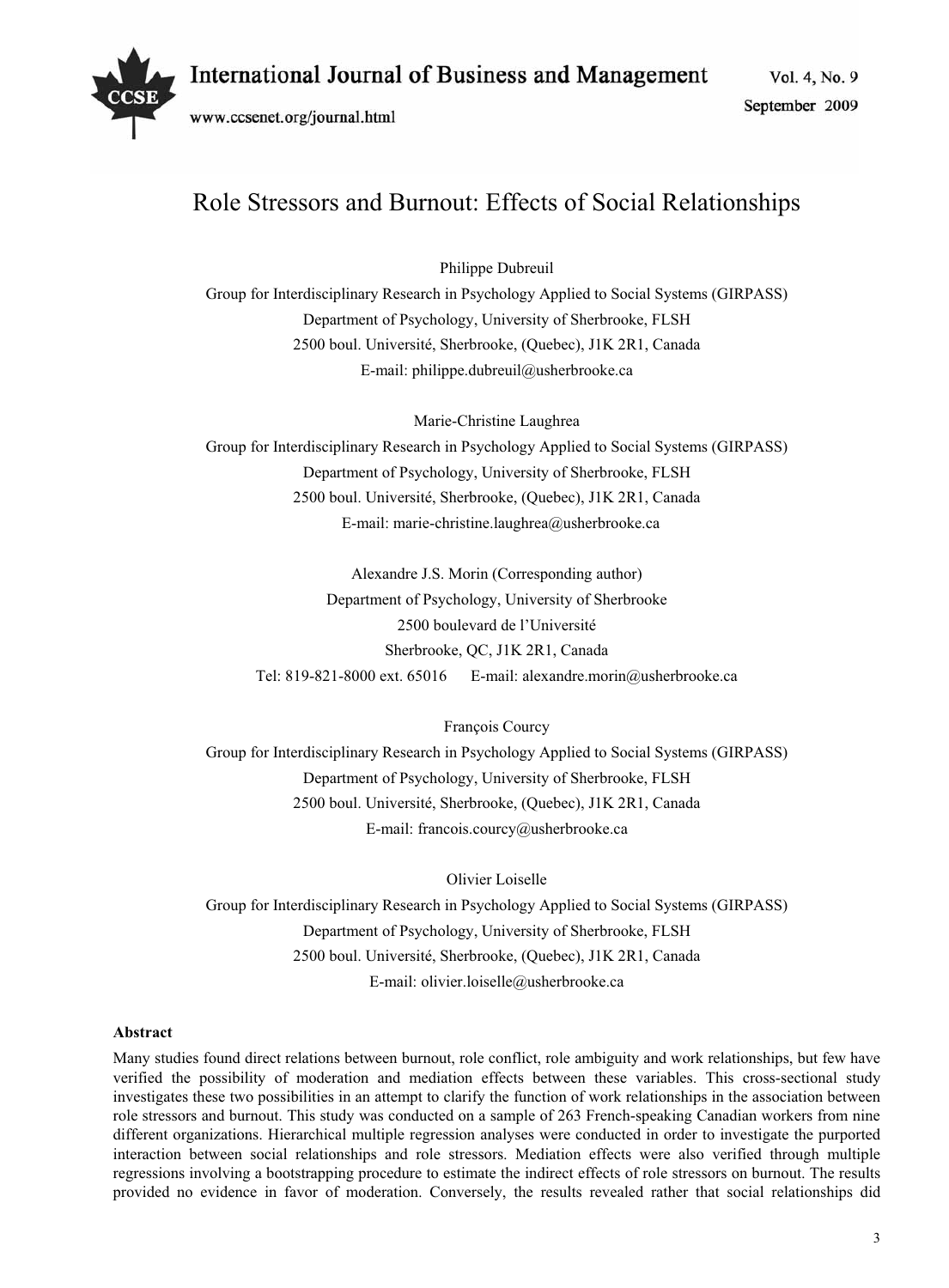# Role Stressors and Burnout: Effects of Social Relationships

Philippe Dubreuil

Group for Interdisciplinary Research in Psychology Applied to Social Systems (GIRPASS)

Department of Psychology, University of Sherbrooke, FLSH

2500 boul. Université, Sherbrooke, (Quebec), J1K 2R1, Canada

E-mail: philippe.dubreuil@usherbrooke.ca

Marie-Christine Laughrea

Group for Interdisciplinary Research in Psychology Applied to Social Systems (GIRPASS)

Department of Psychology, University of Sherbrooke, FLSH

2500 boul. Université, Sherbrooke, (Quebec), J1K 2R1, Canada

E-mail: marie-christine.laughrea@usherbrooke.ca

Alexandre J.S. Morin (Corresponding author)

Department of Psychology, University of Sherbrooke

2500 boulevard de l'Université

Sherbrooke, QC, J1K 2R1, Canada

Tel: 819-821-8000 ext. 65016 E-mail: alexandre.morin@usherbrooke.ca

François Courcy

Group for Interdisciplinary Research in Psychology Applied to Social Systems (GIRPASS)

Department of Psychology, University of Sherbrooke, FLSH

2500 boul. Université, Sherbrooke, (Quebec), J1K 2R1, Canada

E-mail: francois.courcy@usherbrooke.ca

Olivier Loiselle

Group for Interdisciplinary Research in Psychology Applied to Social Systems (GIRPASS)

Department of Psychology, University of Sherbrooke, FLSH

2500 boul. Université, Sherbrooke, (Quebec), J1K 2R1, Canada

E-mail: olivier.loiselle@usherbrooke.ca

**Abstract**

Many studies found direct relations between burnout, role conflict, role ambiguity and work relationships, but few have verified the possibility of moderation and mediation effects between these variables. This cross-sectional study investigates these two possibilities in an attempt to clarify the function of work relationships in the association between role stressors and burnout. This study was conducted on a sample of 263 French-speaking Canadian workers from nine different organizations. Hierarchical multiple regression analyses were conducted in order to investigate the purported interaction between social relationships and role stressors. Mediation effects were also verified through multiple regressions involving a bootstrapping procedure to estimate the indirect effects of role stressors on burnout. The results provided no evidence in favor of moderation. Conversely, the results revealed rather that social relationships did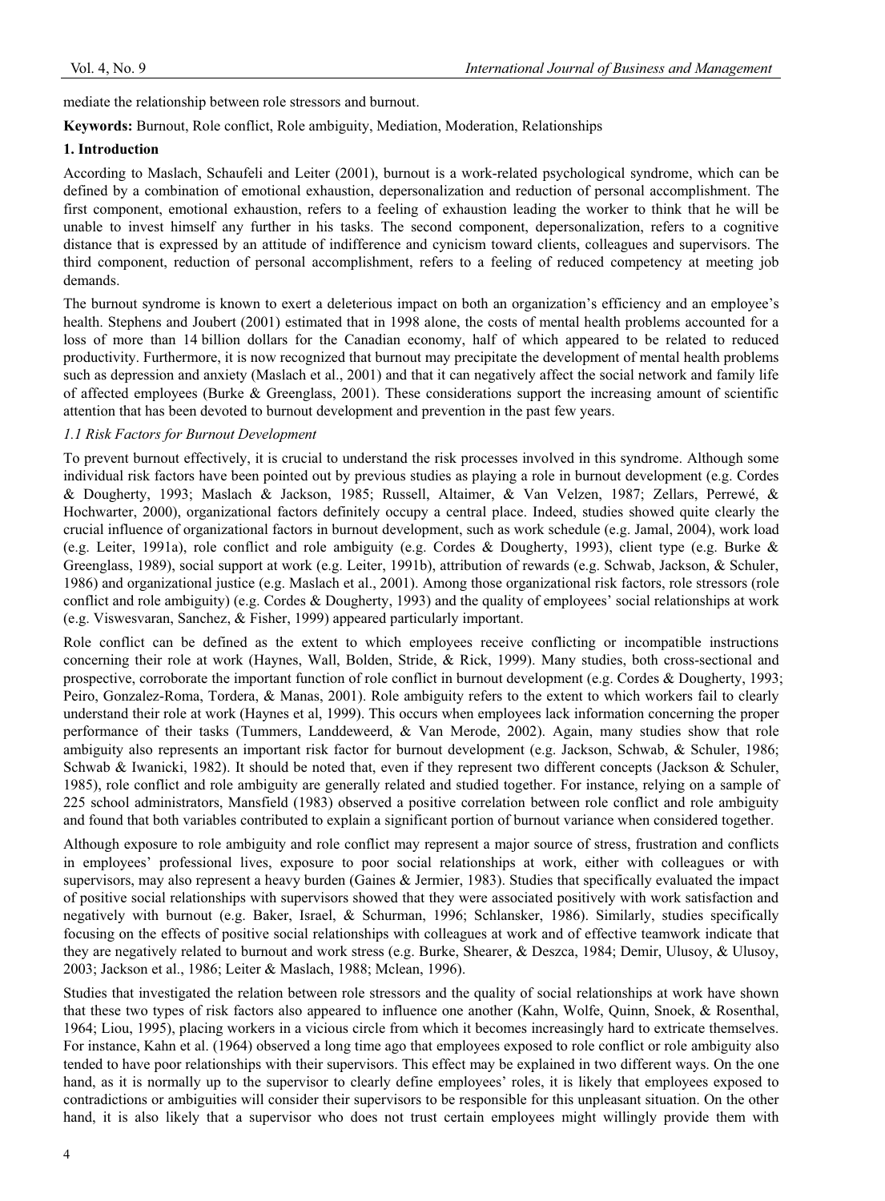mediate the relationship between role stressors and burnout.

**Keywords:** Burnout, Role conflict, Role ambiguity, Mediation, Moderation, Relationships

## 1. Introduction

According to Maslach, Schaufeli and Leiter (2001), burnout is a work-related psychological syndrome, which can be defined by a combination of emotional exhaustion, depersonalization and reduction of personal accomplishment. The first component, emotional exhaustion, refers to a feeling of exhaustion leading the worker to think that he will be unable to invest himself any further in his tasks. The second component, depersonalization, refers to a cognitive distance that is expressed by an attitude of indifference and cynicism toward clients, colleagues and supervisors. The third component, reduction of personal accomplishment, refers to a feeling of reduced competency at meeting job demands.

The burnout syndrome is known to exert a deleterious impact on both an organization's efficiency and an employee's health. Stephens and Joubert (2001) estimated that in 1998 alone, the costs of mental health problems accounted for a loss of more than 14 billion dollars for the Canadian economy, half of which appeared to be related to reduced productivity. Furthermore, it is now recognized that burnout may precipitate the development of mental health problems such as depression and anxiety (Maslach et al., 2001) and that it can negatively affect the social network and family life of affected employees (Burke & Greenglass, 2001). These considerations support the increasing amount of scientific attention that has been devoted to burnout development and prevention in the past few years.

### *1.1 Risk Factors for Burnout Development*

To prevent burnout effectively, it is crucial to understand the risk processes involved in this syndrome. Although some individual risk factors have been pointed out by previous studies as playing a role in burnout development (e.g. Cordes & Dougherty, 1993; Maslach & Jackson, 1985; Russell, Altaimer, & Van Velzen, 1987; Zellars, Perrewé, & Hochwarter, 2000), organizational factors definitely occupy a central place. Indeed, studies showed quite clearly the crucial influence of organizational factors in burnout development, such as work schedule (e.g. Jamal, 2004), work load (e.g. Leiter, 1991a), role conflict and role ambiguity (e.g. Cordes & Dougherty, 1993), client type (e.g. Burke & Greenglass, 1989), social support at work (e.g. Leiter, 1991b), attribution of rewards (e.g. Schwab, Jackson, & Schuler, 1986) and organizational justice (e.g. Maslach et al., 2001). Among those organizational risk factors, role stressors (role conflict and role ambiguity) (e.g. Cordes & Dougherty, 1993) and the quality of employees' social relationships at work (e.g. Viswesvaran, Sanchez, & Fisher, 1999) appeared particularly important.

Role conflict can be defined as the extent to which employees receive conflicting or incompatible instructions concerning their role at work (Haynes, Wall, Bolden, Stride, & Rick, 1999). Many studies, both cross-sectional and prospective, corroborate the important function of role conflict in burnout development (e.g. Cordes & Dougherty, 1993; Peiro, Gonzalez-Roma, Tordera, & Manas, 2001). Role ambiguity refers to the extent to which workers fail to clearly understand their role at work (Haynes et al, 1999). This occurs when employees lack information concerning the proper performance of their tasks (Tummers, Landdeweerd, & Van Merode, 2002). Again, many studies show that role ambiguity also represents an important risk factor for burnout development (e.g. Jackson, Schwab, & Schuler, 1986; Schwab & Iwanicki, 1982). It should be noted that, even if they represent two different concepts (Jackson & Schuler, 1985), role conflict and role ambiguity are generally related and studied together. For instance, relying on a sample of 225 school administrators, Mansfield (1983) observed a positive correlation between role conflict and role ambiguity and found that both variables contributed to explain a significant portion of burnout variance when considered together.

Although exposure to role ambiguity and role conflict may represent a major source of stress, frustration and conflicts in employees' professional lives, exposure to poor social relationships at work, either with colleagues or with supervisors, may also represent a heavy burden (Gaines & Jermier, 1983). Studies that specifically evaluated the impact of positive social relationships with supervisors showed that they were associated positively with work satisfaction and negatively with burnout (e.g. Baker, Israel, & Schurman, 1996; Schlansker, 1986). Similarly, studies specifically focusing on the effects of positive social relationships with colleagues at work and of effective teamwork indicate that they are negatively related to burnout and work stress (e.g. Burke, Shearer, & Deszca, 1984; Demir, Ulusoy, & Ulusoy, 2003; Jackson et al., 1986; Leiter & Maslach, 1988; Mclean, 1996).

Studies that investigated the relation between role stressors and the quality of social relationships at work have shown that these two types of risk factors also appeared to influence one another (Kahn, Wolfe, Quinn, Snoek, & Rosenthal, 1964; Liou, 1995), placing workers in a vicious circle from which it becomes increasingly hard to extricate themselves. For instance, Kahn et al. (1964) observed a long time ago that employees exposed to role conflict or role ambiguity also tended to have poor relationships with their supervisors. This effect may be explained in two different ways. On the one hand, as it is normally up to the supervisor to clearly define employees' roles, it is likely that employees exposed to contradictions or ambiguities will consider their supervisors to be responsible for this unpleasant situation. On the other hand, it is also likely that a supervisor who does not trust certain employees might willingly provide them with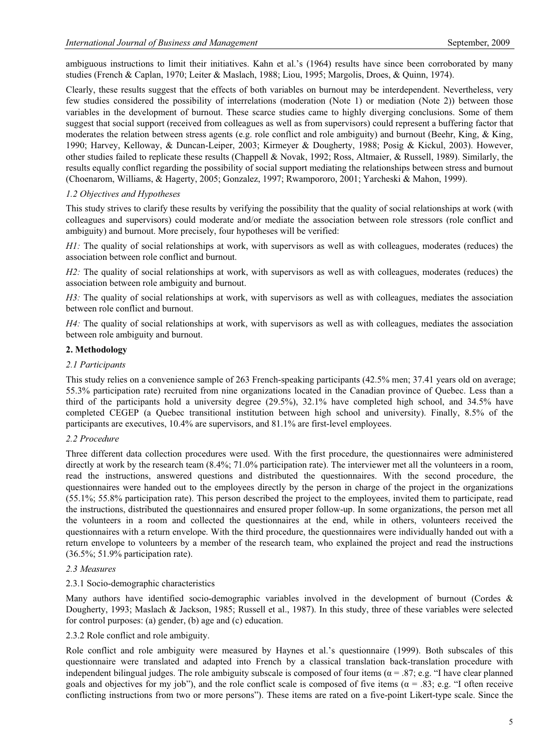ambiguous instructions to limit their initiatives. Kahn et al.'s (1964) results have since been corroborated by many studies (French & Caplan, 1970; Leiter & Maslach, 1988; Liou, 1995; Margolis, Droes, & Quinn, 1974).

Clearly, these results suggest that the effects of both variables on burnout may be interdependent. Nevertheless, very few studies considered the possibility of interrelations (moderation (Note 1) or mediation (Note 2)) between those variables in the development of burnout. These scarce studies came to highly diverging conclusions. Some of them suggest that social support (received from colleagues as well as from supervisors) could represent a buffering factor that moderates the relation between stress agents (e.g. role conflict and role ambiguity) and burnout (Beehr, King, & King, 1990; Harvey, Kelloway, & Duncan-Leiper, 2003; Kirmeyer & Dougherty, 1988; Posig & Kickul, 2003). However, other studies failed to replicate these results (Chappell & Novak, 1992; Ross, Altmaier, & Russell, 1989). Similarly, the results equally conflict regarding the possibility of social support mediating the relationships between stress and burnout (Choenarom, Williams, & Hagerty, 2005; Gonzalez, 1997; Rwampororo, 2001; Yarcheski & Mahon, 1999).

### *1.2 Objectives and Hypotheses*

This study strives to clarify these results by verifying the possibility that the quality of social relationships at work (with colleagues and supervisors) could moderate and/or mediate the association between role stressors (role conflict and ambiguity) and burnout. More precisely, four hypotheses will be verified:

*H1:* The quality of social relationships at work, with supervisors as well as with colleagues, moderates (reduces) the association between role conflict and burnout.

*H2:* The quality of social relationships at work, with supervisors as well as with colleagues, moderates (reduces) the association between role ambiguity and burnout.

*H3:* The quality of social relationships at work, with supervisors as well as with colleagues, mediates the association between role conflict and burnout.

*H4:* The quality of social relationships at work, with supervisors as well as with colleagues, mediates the association between role ambiguity and burnout.

## **2. Methodology**

### *2.1 Participants*

This study relies on a convenience sample of 263 French-speaking participants (42.5% men; 37.41 years old on average; 55.3% participation rate) recruited from nine organizations located in the Canadian province of Quebec. Less than a third of the participants hold a university degree (29.5%), 32.1% have completed high school, and 34.5% have completed CEGEP (a Quebec transitional institution between high school and university). Finally, 8.5% of the participants are executives, 10.4% are supervisors, and 81.1% are first-level employees.

### *2.2 Procedure*

Three different data collection procedures were used. With the first procedure, the questionnaires were administered directly at work by the research team (8.4%; 71.0% participation rate). The interviewer met all the volunteers in a room, read the instructions, answered questions and distributed the questionnaires. With the second procedure, the questionnaires were handed out to the employees directly by the person in charge of the project in the organizations (55.1%; 55.8% participation rate). This person described the project to the employees, invited them to participate, read the instructions, distributed the questionnaires and ensured proper follow-up. In some organizations, the person met all the volunteers in a room and collected the questionnaires at the end, while in others, volunteers received the questionnaires with a return envelope. With the third procedure, the questionnaires were individually handed out with a return envelope to volunteers by a member of the research team, who explained the project and read the instructions (36.5%; 51.9% participation rate).

### *2.3 Measures*

#### 2.3.1 Socio-demographic characteristics

Many authors have identified socio-demographic variables involved in the development of burnout (Cordes & Dougherty, 1993; Maslach & Jackson, 1985; Russell et al., 1987). In this study, three of these variables were selected for control purposes: (a) gender, (b) age and (c) education.

#### 2.3.2 Role conflict and role ambiguity.

Role conflict and role ambiguity were measured by Haynes et al.'s questionnaire (1999). Both subscales of this questionnaire were translated and adapted into French by a classical translation back-translation procedure with independent bilingual judges. The role ambiguity subscale is composed of four items ($\alpha = .87$; e.g. "I have clear planned goals and objectives for my job"), and the role conflict scale is composed of five items ($\alpha = .83$; e.g. "I often receive conflicting instructions from two or more persons"). These items are rated on a five-point Likert-type scale. Since the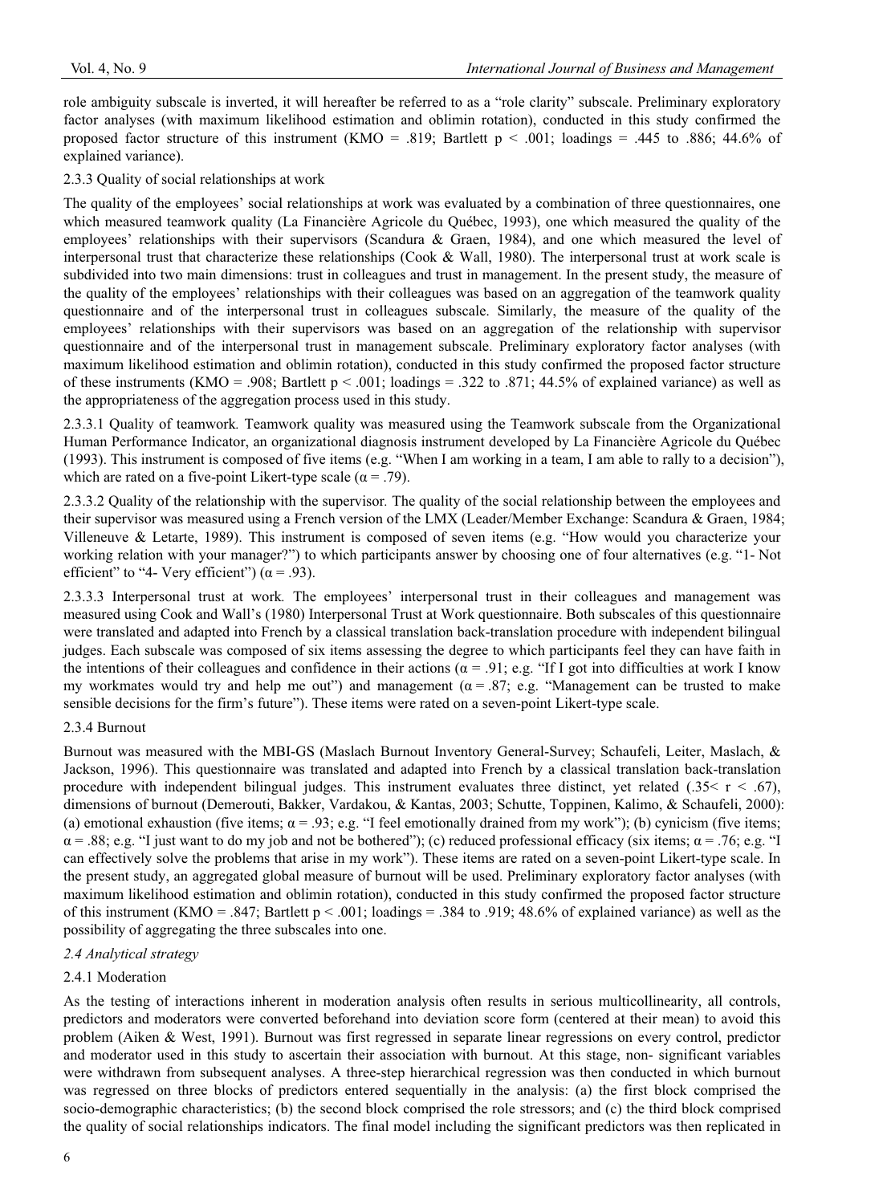role ambiguity subscale is inverted, it will hereafter be referred to as a "role clarity" subscale. Preliminary exploratory factor analyses (with maximum likelihood estimation and oblimin rotation), conducted in this study confirmed the proposed factor structure of this instrument (KMO = .819; Bartlett $p < .001$; loadings = .445 to .886; 44.6% of explained variance).

#### 2.3.3 Quality of social relationships at work

The quality of the employees' social relationships at work was evaluated by a combination of three questionnaires, one which measured teamwork quality (La Financière Agricole du Québec, 1993), one which measured the quality of the employees' relationships with their supervisors (Scandura & Graen, 1984), and one which measured the level of interpersonal trust that characterize these relationships (Cook & Wall, 1980). The interpersonal trust at work scale is subdivided into two main dimensions: trust in colleagues and trust in management. In the present study, the measure of the quality of the employees' relationships with their colleagues was based on an aggregation of the teamwork quality questionnaire and of the interpersonal trust in colleagues subscale. Similarly, the measure of the quality of the employees' relationships with their supervisors was based on an aggregation of the relationship with supervisor questionnaire and of the interpersonal trust in management subscale. Preliminary exploratory factor analyses (with maximum likelihood estimation and oblimin rotation), conducted in this study confirmed the proposed factor structure of these instruments (KMO = .908; Bartlett $p < .001$; loadings = .322 to .871; 44.5% of explained variance) as well as the appropriateness of the aggregation process used in this study.

2.3.3.1 Quality of teamwork*.* Teamwork quality was measured using the Teamwork subscale from the Organizational Human Performance Indicator, an organizational diagnosis instrument developed by La Financière Agricole du Québec (1993). This instrument is composed of five items (e.g. "When I am working in a team, I am able to rally to a decision"), which are rated on a five-point Likert-type scale ($\alpha = .79$).

2.3.3.2 Quality of the relationship with the supervisor*.* The quality of the social relationship between the employees and their supervisor was measured using a French version of the LMX (Leader/Member Exchange: Scandura & Graen, 1984; Villeneuve & Letarte, 1989). This instrument is composed of seven items (e.g. "How would you characterize your working relation with your manager?") to which participants answer by choosing one of four alternatives (e.g. "1- Not efficient" to "4- Very efficient") ($\alpha = .93$).

2.3.3.3 Interpersonal trust at work*.* The employees' interpersonal trust in their colleagues and management was measured using Cook and Wall's (1980) Interpersonal Trust at Work questionnaire. Both subscales of this questionnaire were translated and adapted into French by a classical translation back-translation procedure with independent bilingual judges. Each subscale was composed of six items assessing the degree to which participants feel they can have faith in the intentions of their colleagues and confidence in their actions ($\alpha = .91$; e.g. "If I got into difficulties at work I know my workmates would try and help me out") and management ($\alpha = .87$; e.g. "Management can be trusted to make sensible decisions for the firm's future"). These items were rated on a seven-point Likert-type scale.

#### 2.3.4 Burnout

Burnout was measured with the MBI-GS (Maslach Burnout Inventory General-Survey; Schaufeli, Leiter, Maslach, & Jackson, 1996). This questionnaire was translated and adapted into French by a classical translation back-translation procedure with independent bilingual judges. This instrument evaluates three distinct, yet related ($.35 < r < .67$), dimensions of burnout (Demerouti, Bakker, Vardakou, & Kantas, 2003; Schutte, Toppinen, Kalimo, & Schaufeli, 2000): (a) emotional exhaustion (five items; $\alpha = .93$; e.g. "I feel emotionally drained from my work"); (b) cynicism (five items; $\alpha = .88$; e.g. "I just want to do my job and not be bothered"); (c) reduced professional efficacy (six items; $\alpha = .76$; e.g. "I can effectively solve the problems that arise in my work"). These items are rated on a seven-point Likert-type scale. In the present study, an aggregated global measure of burnout will be used. Preliminary exploratory factor analyses (with maximum likelihood estimation and oblimin rotation), conducted in this study confirmed the proposed factor structure of this instrument (KMO = .847; Bartlett $p < .001$; loadings = .384 to .919; 48.6% of explained variance) as well as the possibility of aggregating the three subscales into one.

### *2.4 Analytical strategy*

#### 2.4.1 Moderation

As the testing of interactions inherent in moderation analysis often results in serious multicollinearity, all controls, predictors and moderators were converted beforehand into deviation score form (centered at their mean) to avoid this problem (Aiken & West, 1991). Burnout was first regressed in separate linear regressions on every control, predictor and moderator used in this study to ascertain their association with burnout. At this stage, non- significant variables were withdrawn from subsequent analyses. A three-step hierarchical regression was then conducted in which burnout was regressed on three blocks of predictors entered sequentially in the analysis: (a) the first block comprised the socio-demographic characteristics; (b) the second block comprised the role stressors; and (c) the third block comprised the quality of social relationships indicators. The final model including the significant predictors was then replicated in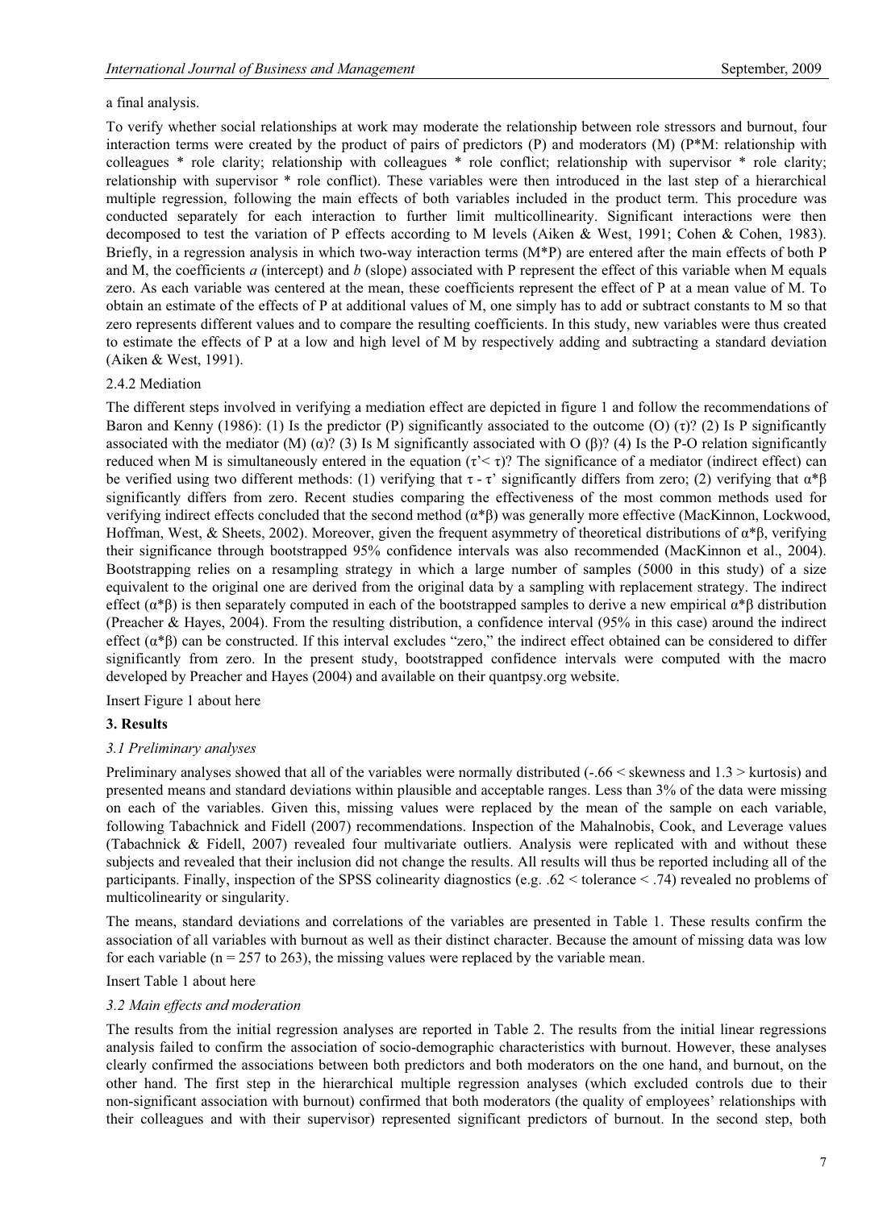a final analysis.

To verify whether social relationships at work may moderate the relationship between role stressors and burnout, four interaction terms were created by the product of pairs of predictors (P) and moderators (M) (P*M: relationship with colleagues * role clarity; relationship with colleagues * role conflict; relationship with supervisor * role clarity; relationship with supervisor * role conflict). These variables were then introduced in the last step of a hierarchical multiple regression, following the main effects of both variables included in the product term. This procedure was conducted separately for each interaction to further limit multicollinearity. Significant interactions were then decomposed to test the variation of P effects according to M levels (Aiken & West, 1991; Cohen & Cohen, 1983). Briefly, in a regression analysis in which two-way interaction terms (M*P) are entered after the main effects of both P and M, the coefficients *a* (intercept) and *b* (slope) associated with P represent the effect of this variable when M equals zero. As each variable was centered at the mean, these coefficients represent the effect of P at a mean value of M. To obtain an estimate of the effects of P at additional values of M, one simply has to add or subtract constants to M so that zero represents different values and to compare the resulting coefficients. In this study, new variables were thus created to estimate the effects of P at a low and high level of M by respectively adding and subtracting a standard deviation (Aiken & West, 1991).

#### 2.4.2 Mediation

The different steps involved in verifying a mediation effect are depicted in figure 1 and follow the recommendations of Baron and Kenny (1986): (1) Is the predictor (P) significantly associated to the outcome (O) ($\tau$)? (2) Is P significantly associated with the mediator (M) ($\alpha$)? (3) Is M significantly associated with O ($\beta$)? (4) Is the P-O relation significantly reduced when M is simultaneously entered in the equation ($\tau' < \tau$)? The significance of a mediator (indirect effect) can be verified using two different methods: (1) verifying that $\tau$ - $\tau'$ significantly differs from zero; (2) verifying that $\alpha*\beta$ significantly differs from zero. Recent studies comparing the effectiveness of the most common methods used for verifying indirect effects concluded that the second method ($\alpha*\beta$) was generally more effective (MacKinnon, Lockwood, Hoffman, West, & Sheets, 2002). Moreover, given the frequent asymmetry of theoretical distributions of $\alpha*\beta$, verifying their significance through bootstrapped 95% confidence intervals was also recommended (MacKinnon et al., 2004). Bootstrapping relies on a resampling strategy in which a large number of samples (5000 in this study) of a size equivalent to the original one are derived from the original data by a sampling with replacement strategy. The indirect effect ($\alpha*\beta$) is then separately computed in each of the bootstrapped samples to derive a new empirical $\alpha*\beta$ distribution (Preacher & Hayes, 2004). From the resulting distribution, a confidence interval (95% in this case) around the indirect effect ($\alpha*\beta$) can be constructed. If this interval excludes "zero," the indirect effect obtained can be considered to differ significantly from zero. In the present study, bootstrapped confidence intervals were computed with the macro developed by Preacher and Hayes (2004) and available on their quantpsy.org website.

Insert Figure 1 about here

## 3. Results

### *3.1 Preliminary analyses*

Preliminary analyses showed that all of the variables were normally distributed (-.66 < skewness and 1.3 > kurtosis) and presented means and standard deviations within plausible and acceptable ranges. Less than 3% of the data were missing on each of the variables. Given this, missing values were replaced by the mean of the sample on each variable, following Tabachnick and Fidell (2007) recommendations. Inspection of the Mahalnobis, Cook, and Leverage values (Tabachnick & Fidell, 2007) revealed four multivariate outliers. Analysis were replicated with and without these subjects and revealed that their inclusion did not change the results. All results will thus be reported including all of the participants. Finally, inspection of the SPSS colinearity diagnostics (e.g. .62 < tolerance < .74) revealed no problems of multicolinearity or singularity.

The means, standard deviations and correlations of the variables are presented in Table 1. These results confirm the association of all variables with burnout as well as their distinct character. Because the amount of missing data was low for each variable ($n = 257$ to $263$), the missing values were replaced by the variable mean.

Insert Table 1 about here

### *3.2 Main effects and moderation*

The results from the initial regression analyses are reported in Table 2. The results from the initial linear regressions analysis failed to confirm the association of socio-demographic characteristics with burnout. However, these analyses clearly confirmed the associations between both predictors and both moderators on the one hand, and burnout, on the other hand. The first step in the hierarchical multiple regression analyses (which excluded controls due to their non-significant association with burnout) confirmed that both moderators (the quality of employees' relationships with their colleagues and with their supervisor) represented significant predictors of burnout. In the second step, both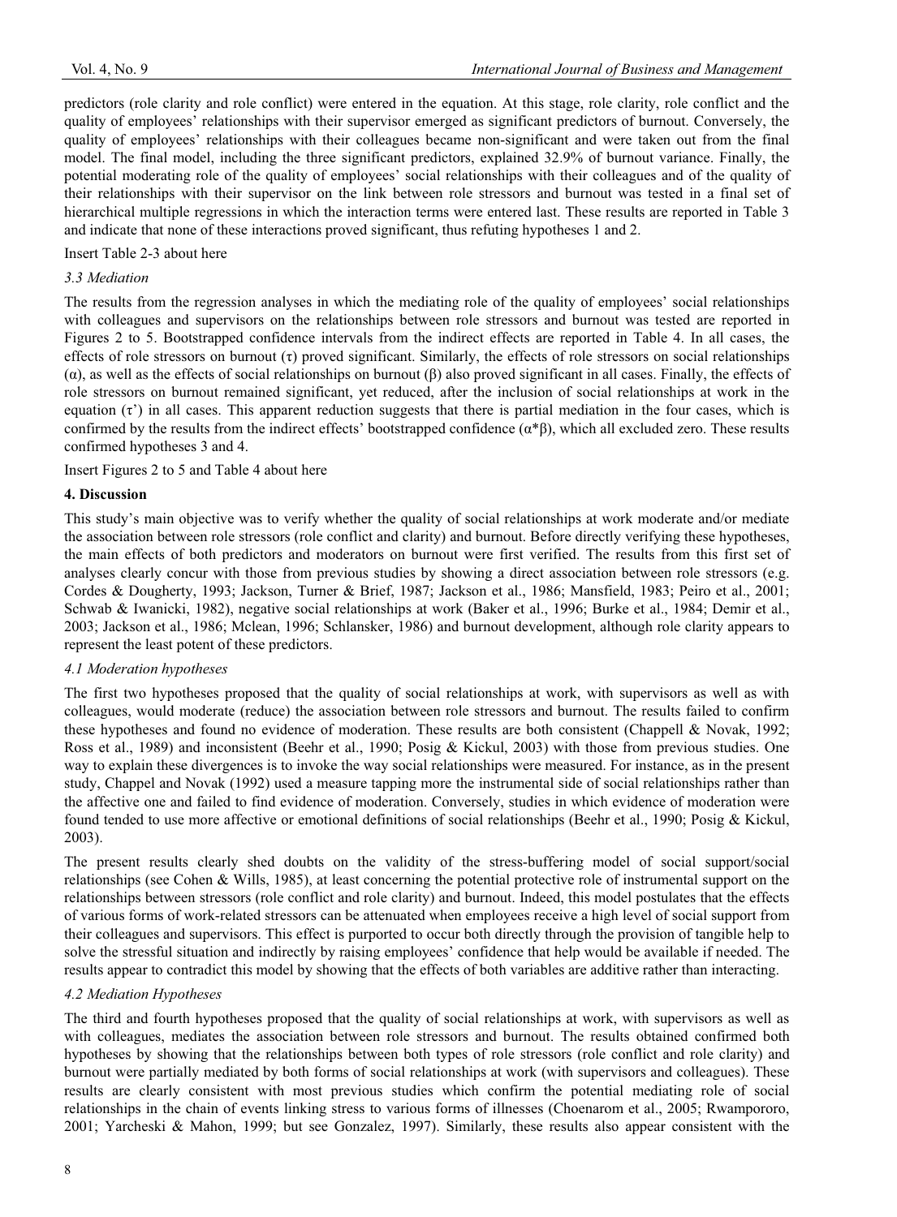predictors (role clarity and role conflict) were entered in the equation. At this stage, role clarity, role conflict and the quality of employees' relationships with their supervisor emerged as significant predictors of burnout. Conversely, the quality of employees' relationships with their colleagues became non-significant and were taken out from the final model. The final model, including the three significant predictors, explained 32.9% of burnout variance. Finally, the potential moderating role of the quality of employees' social relationships with their colleagues and of the quality of their relationships with their supervisor on the link between role stressors and burnout was tested in a final set of hierarchical multiple regressions in which the interaction terms were entered last. These results are reported in Table 3 and indicate that none of these interactions proved significant, thus refuting hypotheses 1 and 2.

Insert Table 2-3 about here

### *3.3 Mediation*

The results from the regression analyses in which the mediating role of the quality of employees' social relationships with colleagues and supervisors on the relationships between role stressors and burnout was tested are reported in Figures 2 to 5. Bootstrapped confidence intervals from the indirect effects are reported in Table 4. In all cases, the effects of role stressors on burnout ($\tau$) proved significant. Similarly, the effects of role stressors on social relationships ($\alpha$), as well as the effects of social relationships on burnout ($\beta$) also proved significant in all cases. Finally, the effects of role stressors on burnout remained significant, yet reduced, after the inclusion of social relationships at work in the equation ($\tau'$) in all cases. This apparent reduction suggests that there is partial mediation in the four cases, which is confirmed by the results from the indirect effects' bootstrapped confidence ($\alpha*\beta$), which all excluded zero. These results confirmed hypotheses 3 and 4.

Insert Figures 2 to 5 and Table 4 about here

## **4. Discussion**

This study's main objective was to verify whether the quality of social relationships at work moderate and/or mediate the association between role stressors (role conflict and clarity) and burnout. Before directly verifying these hypotheses, the main effects of both predictors and moderators on burnout were first verified. The results from this first set of analyses clearly concur with those from previous studies by showing a direct association between role stressors (e.g. Cordes & Dougherty, 1993; Jackson, Turner & Brief, 1987; Jackson et al., 1986; Mansfield, 1983; Peiro et al., 2001; Schwab & Iwanicki, 1982), negative social relationships at work (Baker et al., 1996; Burke et al., 1984; Demir et al., 2003; Jackson et al., 1986; Mclean, 1996; Schlansker, 1986) and burnout development, although role clarity appears to represent the least potent of these predictors.

### *4.1 Moderation hypotheses*

The first two hypotheses proposed that the quality of social relationships at work, with supervisors as well as with colleagues, would moderate (reduce) the association between role stressors and burnout. The results failed to confirm these hypotheses and found no evidence of moderation. These results are both consistent (Chappell & Novak, 1992; Ross et al., 1989) and inconsistent (Beehr et al., 1990; Posig & Kickul, 2003) with those from previous studies. One way to explain these divergences is to invoke the way social relationships were measured. For instance, as in the present study, Chappel and Novak (1992) used a measure tapping more the instrumental side of social relationships rather than the affective one and failed to find evidence of moderation. Conversely, studies in which evidence of moderation were found tended to use more affective or emotional definitions of social relationships (Beehr et al., 1990; Posig & Kickul, 2003).

The present results clearly shed doubts on the validity of the stress-buffering model of social support/social relationships (see Cohen & Wills, 1985), at least concerning the potential protective role of instrumental support on the relationships between stressors (role conflict and role clarity) and burnout. Indeed, this model postulates that the effects of various forms of work-related stressors can be attenuated when employees receive a high level of social support from their colleagues and supervisors. This effect is purported to occur both directly through the provision of tangible help to solve the stressful situation and indirectly by raising employees' confidence that help would be available if needed. The results appear to contradict this model by showing that the effects of both variables are additive rather than interacting.

### *4.2 Mediation Hypotheses*

The third and fourth hypotheses proposed that the quality of social relationships at work, with supervisors as well as with colleagues, mediates the association between role stressors and burnout. The results obtained confirmed both hypotheses by showing that the relationships between both types of role stressors (role conflict and role clarity) and burnout were partially mediated by both forms of social relationships at work (with supervisors and colleagues). These results are clearly consistent with most previous studies which confirm the potential mediating role of social relationships in the chain of events linking stress to various forms of illnesses (Choenarom et al., 2005; Rwampororo, 2001; Yarcheski & Mahon, 1999; but see Gonzalez, 1997). Similarly, these results also appear consistent with the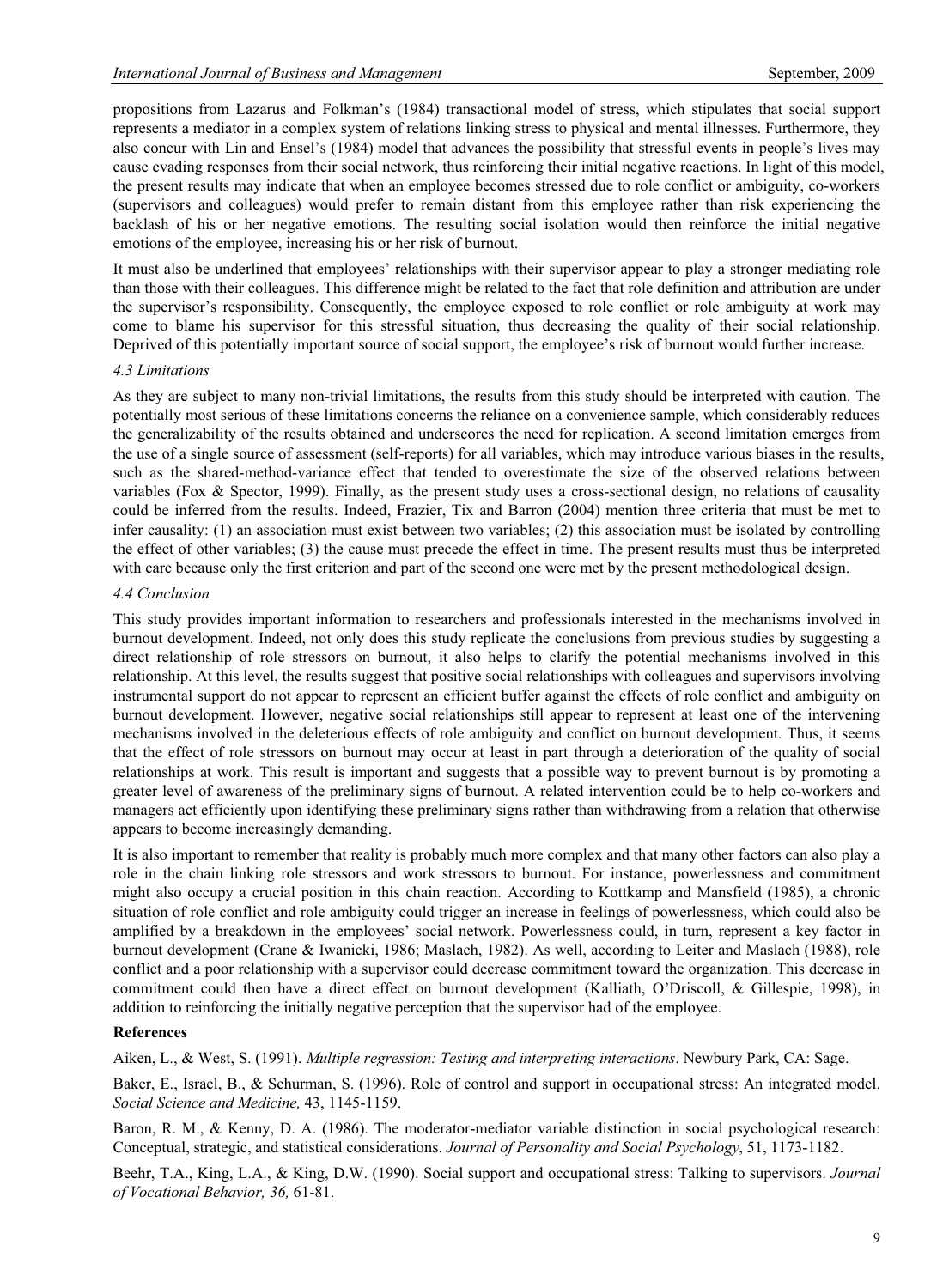propositions from Lazarus and Folkman's (1984) transactional model of stress, which stipulates that social support represents a mediator in a complex system of relations linking stress to physical and mental illnesses. Furthermore, they also concur with Lin and Ensel's (1984) model that advances the possibility that stressful events in people's lives may cause evading responses from their social network, thus reinforcing their initial negative reactions. In light of this model, the present results may indicate that when an employee becomes stressed due to role conflict or ambiguity, co-workers (supervisors and colleagues) would prefer to remain distant from this employee rather than risk experiencing the backlash of his or her negative emotions. The resulting social isolation would then reinforce the initial negative emotions of the employee, increasing his or her risk of burnout.

It must also be underlined that employees' relationships with their supervisor appear to play a stronger mediating role than those with their colleagues. This difference might be related to the fact that role definition and attribution are under the supervisor's responsibility. Consequently, the employee exposed to role conflict or role ambiguity at work may come to blame his supervisor for this stressful situation, thus decreasing the quality of their social relationship. Deprived of this potentially important source of social support, the employee's risk of burnout would further increase.

### *4.3 Limitations*

As they are subject to many non-trivial limitations, the results from this study should be interpreted with caution. The potentially most serious of these limitations concerns the reliance on a convenience sample, which considerably reduces the generalizability of the results obtained and underscores the need for replication. A second limitation emerges from the use of a single source of assessment (self-reports) for all variables, which may introduce various biases in the results, such as the shared-method-variance effect that tended to overestimate the size of the observed relations between variables (Fox & Spector, 1999). Finally, as the present study uses a cross-sectional design, no relations of causality could be inferred from the results. Indeed, Frazier, Tix and Barron (2004) mention three criteria that must be met to infer causality: (1) an association must exist between two variables; (2) this association must be isolated by controlling the effect of other variables; (3) the cause must precede the effect in time. The present results must thus be interpreted with care because only the first criterion and part of the second one were met by the present methodological design.

### *4.4 Conclusion*

This study provides important information to researchers and professionals interested in the mechanisms involved in burnout development. Indeed, not only does this study replicate the conclusions from previous studies by suggesting a direct relationship of role stressors on burnout, it also helps to clarify the potential mechanisms involved in this relationship. At this level, the results suggest that positive social relationships with colleagues and supervisors involving instrumental support do not appear to represent an efficient buffer against the effects of role conflict and ambiguity on burnout development. However, negative social relationships still appear to represent at least one of the intervening mechanisms involved in the deleterious effects of role ambiguity and conflict on burnout development. Thus, it seems that the effect of role stressors on burnout may occur at least in part through a deterioration of the quality of social relationships at work. This result is important and suggests that a possible way to prevent burnout is by promoting a greater level of awareness of the preliminary signs of burnout. A related intervention could be to help co-workers and managers act efficiently upon identifying these preliminary signs rather than withdrawing from a relation that otherwise appears to become increasingly demanding.

It is also important to remember that reality is probably much more complex and that many other factors can also play a role in the chain linking role stressors and work stressors to burnout. For instance, powerlessness and commitment might also occupy a crucial position in this chain reaction. According to Kottkamp and Mansfield (1985), a chronic situation of role conflict and role ambiguity could trigger an increase in feelings of powerlessness, which could also be amplified by a breakdown in the employees' social network. Powerlessness could, in turn, represent a key factor in burnout development (Crane & Iwanicki, 1986; Maslach, 1982). As well, according to Leiter and Maslach (1988), role conflict and a poor relationship with a supervisor could decrease commitment toward the organization. This decrease in commitment could then have a direct effect on burnout development (Kalliath, O'Driscoll, & Gillespie, 1998), in addition to reinforcing the initially negative perception that the supervisor had of the employee.

## References

Aiken, L., & West, S. (1991). *Multiple regression: Testing and interpreting interactions*. Newbury Park, CA: Sage.

Baker, E., Israel, B., & Schurman, S. (1996). Role of control and support in occupational stress: An integrated model. *Social Science and Medicine,* 43, 1145-1159.

Baron, R. M., & Kenny, D. A. (1986). The moderator-mediator variable distinction in social psychological research: Conceptual, strategic, and statistical considerations. *Journal of Personality and Social Psychology*, 51, 1173-1182.

Beehr, T.A., King, L.A., & King, D.W. (1990). Social support and occupational stress: Talking to supervisors. *Journal of Vocational Behavior, 36,* 61-81.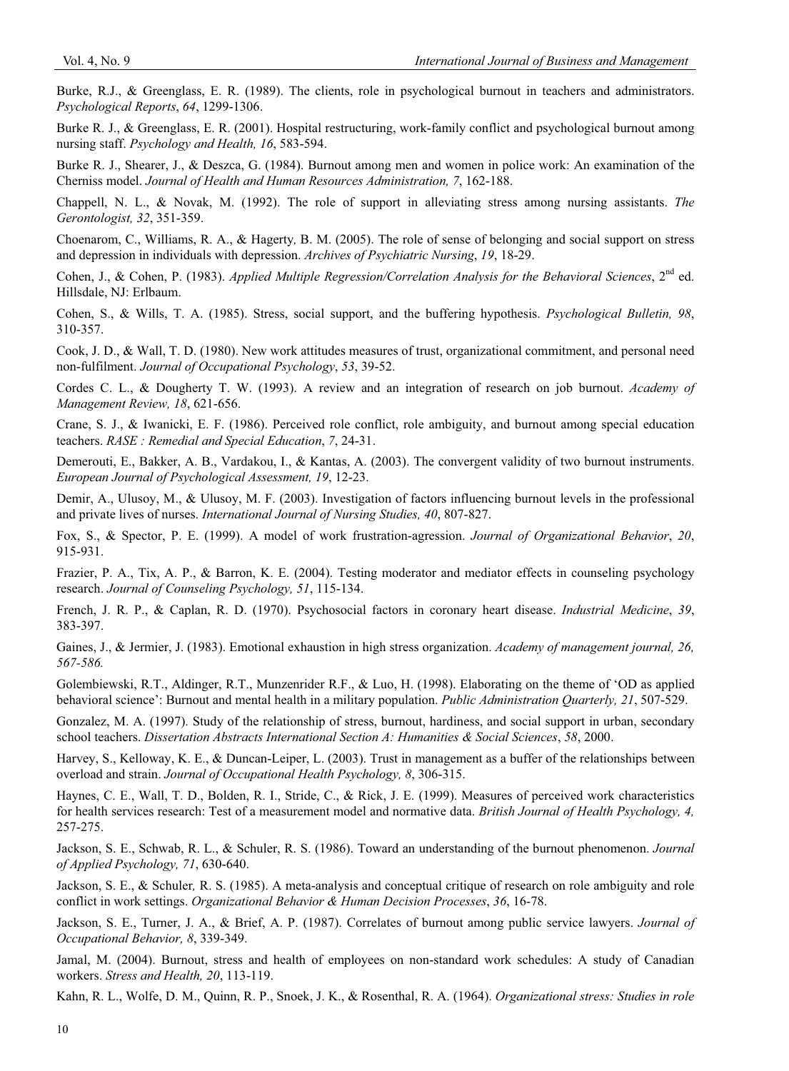Burke, R.J., & Greenglass, E. R. (1989). The clients, role in psychological burnout in teachers and administrators. *Psychological Reports*, *64*, 1299-1306.

Burke R. J., & Greenglass, E. R. (2001). Hospital restructuring, work-family conflict and psychological burnout among nursing staff. *Psychology and Health, 16*, 583-594.

Burke R. J., Shearer, J., & Deszca, G. (1984). Burnout among men and women in police work: An examination of the Cherniss model. *Journal of Health and Human Resources Administration, 7*, 162-188.

Chappell, N. L., & Novak, M. (1992). The role of support in alleviating stress among nursing assistants. *The Gerontologist, 32*, 351-359.

Choenarom, C., Williams, R. A., & Hagerty, B. M. (2005). The role of sense of belonging and social support on stress and depression in individuals with depression. *Archives of Psychiatric Nursing*, *19*, 18-29.

Cohen, J., & Cohen, P. (1983). *Applied Multiple Regression/Correlation Analysis for the Behavioral Sciences*, 2nd ed. Hillsdale, NJ: Erlbaum.

Cohen, S., & Wills, T. A. (1985). Stress, social support, and the buffering hypothesis. *Psychological Bulletin, 98*, 310-357.

Cook, J. D., & Wall, T. D. (1980). New work attitudes measures of trust, organizational commitment, and personal need non-fulfilment. *Journal of Occupational Psychology*, *53*, 39-52.

Cordes C. L., & Dougherty T. W. (1993). A review and an integration of research on job burnout. *Academy of Management Review, 18*, 621-656.

Crane, S. J., & Iwanicki, E. F. (1986). Perceived role conflict, role ambiguity, and burnout among special education teachers. *RASE : Remedial and Special Education*, *7*, 24-31.

Demerouti, E., Bakker, A. B., Vardakou, I., & Kantas, A. (2003). The convergent validity of two burnout instruments. *European Journal of Psychological Assessment, 19*, 12-23.

Demir, A., Ulusoy, M., & Ulusoy, M. F. (2003). Investigation of factors influencing burnout levels in the professional and private lives of nurses. *International Journal of Nursing Studies, 40*, 807-827.

Fox, S., & Spector, P. E. (1999). A model of work frustration-agression. *Journal of Organizational Behavior*, *20*, 915-931.

Frazier, P. A., Tix, A. P., & Barron, K. E. (2004). Testing moderator and mediator effects in counseling psychology research. *Journal of Counseling Psychology, 51*, 115-134.

French, J. R. P., & Caplan, R. D. (1970). Psychosocial factors in coronary heart disease. *Industrial Medicine*, *39*, 383-397.

Gaines, J., & Jermier, J. (1983). Emotional exhaustion in high stress organization. *Academy of management journal, 26, 567-586.*

Golembiewski, R.T., Aldinger, R.T., Munzenrider R.F., & Luo, H. (1998). Elaborating on the theme of 'OD as applied behavioral science': Burnout and mental health in a military population. *Public Administration Quarterly, 21*, 507-529.

Gonzalez, M. A. (1997). Study of the relationship of stress, burnout, hardiness, and social support in urban, secondary school teachers. *Dissertation Abstracts International Section A: Humanities & Social Sciences*, *58*, 2000.

Harvey, S., Kelloway, K. E., & Duncan-Leiper, L. (2003). Trust in management as a buffer of the relationships between overload and strain. *Journal of Occupational Health Psychology, 8*, 306-315.

Haynes, C. E., Wall, T. D., Bolden, R. I., Stride, C., & Rick, J. E. (1999). Measures of perceived work characteristics for health services research: Test of a measurement model and normative data. *British Journal of Health Psychology, 4,* 257-275.

Jackson, S. E., Schwab, R. L., & Schuler, R. S. (1986). Toward an understanding of the burnout phenomenon. *Journal of Applied Psychology, 71*, 630-640.

Jackson, S. E., & Schuler, R. S. (1985). A meta-analysis and conceptual critique of research on role ambiguity and role conflict in work settings. *Organizational Behavior & Human Decision Processes*, *36*, 16-78.

Jackson, S. E., Turner, J. A., & Brief, A. P. (1987). Correlates of burnout among public service lawyers. *Journal of Occupational Behavior, 8*, 339-349.

Jamal, M. (2004). Burnout, stress and health of employees on non-standard work schedules: A study of Canadian workers. *Stress and Health, 20*, 113-119.

Kahn, R. L., Wolfe, D. M., Quinn, R. P., Snoek, J. K., & Rosenthal, R. A. (1964). *Organizational stress: Studies in role*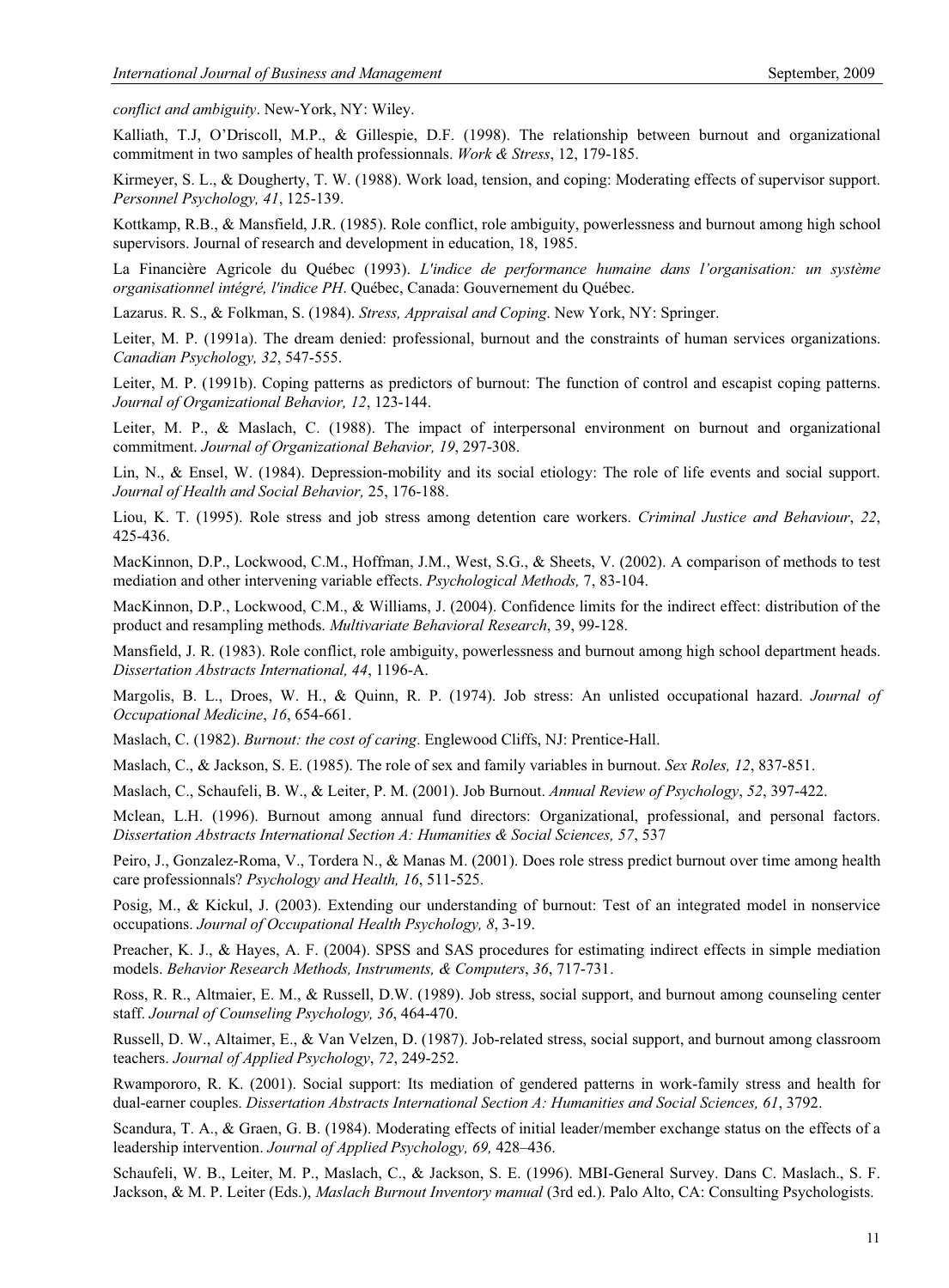*conflict and ambiguity*. New-York, NY: Wiley.

Kalliath, T.J, O'Driscoll, M.P., & Gillespie, D.F. (1998). The relationship between burnout and organizational commitment in two samples of health professionnals. *Work & Stress*, 12, 179-185.

Kirmeyer, S. L., & Dougherty, T. W. (1988). Work load, tension, and coping: Moderating effects of supervisor support. *Personnel Psychology, 41*, 125-139.

Kottkamp, R.B., & Mansfield, J.R. (1985). Role conflict, role ambiguity, powerlessness and burnout among high school supervisors. Journal of research and development in education, 18, 1985.

La Financière Agricole du Québec (1993). *L'indice de performance humaine dans l'organisation: un système organisationnel intégré, l'indice PH*. Québec, Canada: Gouvernement du Québec.

Lazarus. R. S., & Folkman, S. (1984). *Stress, Appraisal and Coping*. New York, NY: Springer.

Leiter, M. P. (1991a). The dream denied: professional, burnout and the constraints of human services organizations. *Canadian Psychology, 32*, 547-555.

Leiter, M. P. (1991b). Coping patterns as predictors of burnout: The function of control and escapist coping patterns. *Journal of Organizational Behavior, 12*, 123-144.

Leiter, M. P., & Maslach, C. (1988). The impact of interpersonal environment on burnout and organizational commitment. *Journal of Organizational Behavior, 19*, 297-308.

Lin, N., & Ensel, W. (1984). Depression-mobility and its social etiology: The role of life events and social support. *Journal of Health and Social Behavior,* 25, 176-188.

Liou, K. T. (1995). Role stress and job stress among detention care workers. *Criminal Justice and Behaviour*, *22*, 425-436.

MacKinnon, D.P., Lockwood, C.M., Hoffman, J.M., West, S.G., & Sheets, V. (2002). A comparison of methods to test mediation and other intervening variable effects. *Psychological Methods,* 7, 83-104.

MacKinnon, D.P., Lockwood, C.M., & Williams, J. (2004). Confidence limits for the indirect effect: distribution of the product and resampling methods. *Multivariate Behavioral Research*, 39, 99-128.

Mansfield, J. R. (1983). Role conflict, role ambiguity, powerlessness and burnout among high school department heads. *Dissertation Abstracts International, 44*, 1196-A.

Margolis, B. L., Droes, W. H., & Quinn, R. P. (1974). Job stress: An unlisted occupational hazard. *Journal of Occupational Medicine*, *16*, 654-661.

Maslach, C. (1982). *Burnout: the cost of caring*. Englewood Cliffs, NJ: Prentice-Hall.

Maslach, C., & Jackson, S. E. (1985). The role of sex and family variables in burnout. *Sex Roles, 12*, 837-851.

Maslach, C., Schaufeli, B. W., & Leiter, P. M. (2001). Job Burnout. *Annual Review of Psychology*, *52*, 397-422.

Mclean, L.H. (1996). Burnout among annual fund directors: Organizational, professional, and personal factors. *Dissertation Abstracts International Section A: Humanities & Social Sciences, 57*, 537

Peiro, J., Gonzalez-Roma, V., Tordera N., & Manas M. (2001). Does role stress predict burnout over time among health care professionnals? *Psychology and Health, 16*, 511-525.

Posig, M., & Kickul, J. (2003). Extending our understanding of burnout: Test of an integrated model in nonservice occupations. *Journal of Occupational Health Psychology, 8*, 3-19.

Preacher, K. J., & Hayes, A. F. (2004). SPSS and SAS procedures for estimating indirect effects in simple mediation models. *Behavior Research Methods, Instruments, & Computers*, *36*, 717-731.

Ross, R. R., Altmaier, E. M., & Russell, D.W. (1989). Job stress, social support, and burnout among counseling center staff. *Journal of Counseling Psychology, 36*, 464-470.

Russell, D. W., Altaimer, E., & Van Velzen, D. (1987). Job-related stress, social support, and burnout among classroom teachers. *Journal of Applied Psychology*, *72*, 249-252.

Rwampororo, R. K. (2001). Social support: Its mediation of gendered patterns in work-family stress and health for dual-earner couples. *Dissertation Abstracts International Section A: Humanities and Social Sciences, 61*, 3792.

Scandura, T. A., & Graen, G. B. (1984). Moderating effects of initial leader/member exchange status on the effects of a leadership intervention. *Journal of Applied Psychology, 69,* 428–436.

Schaufeli, W. B., Leiter, M. P., Maslach, C., & Jackson, S. E. (1996). MBI-General Survey. Dans C. Maslach., S. F. Jackson, & M. P. Leiter (Eds.), *Maslach Burnout Inventory manual* (3rd ed.). Palo Alto, CA: Consulting Psychologists.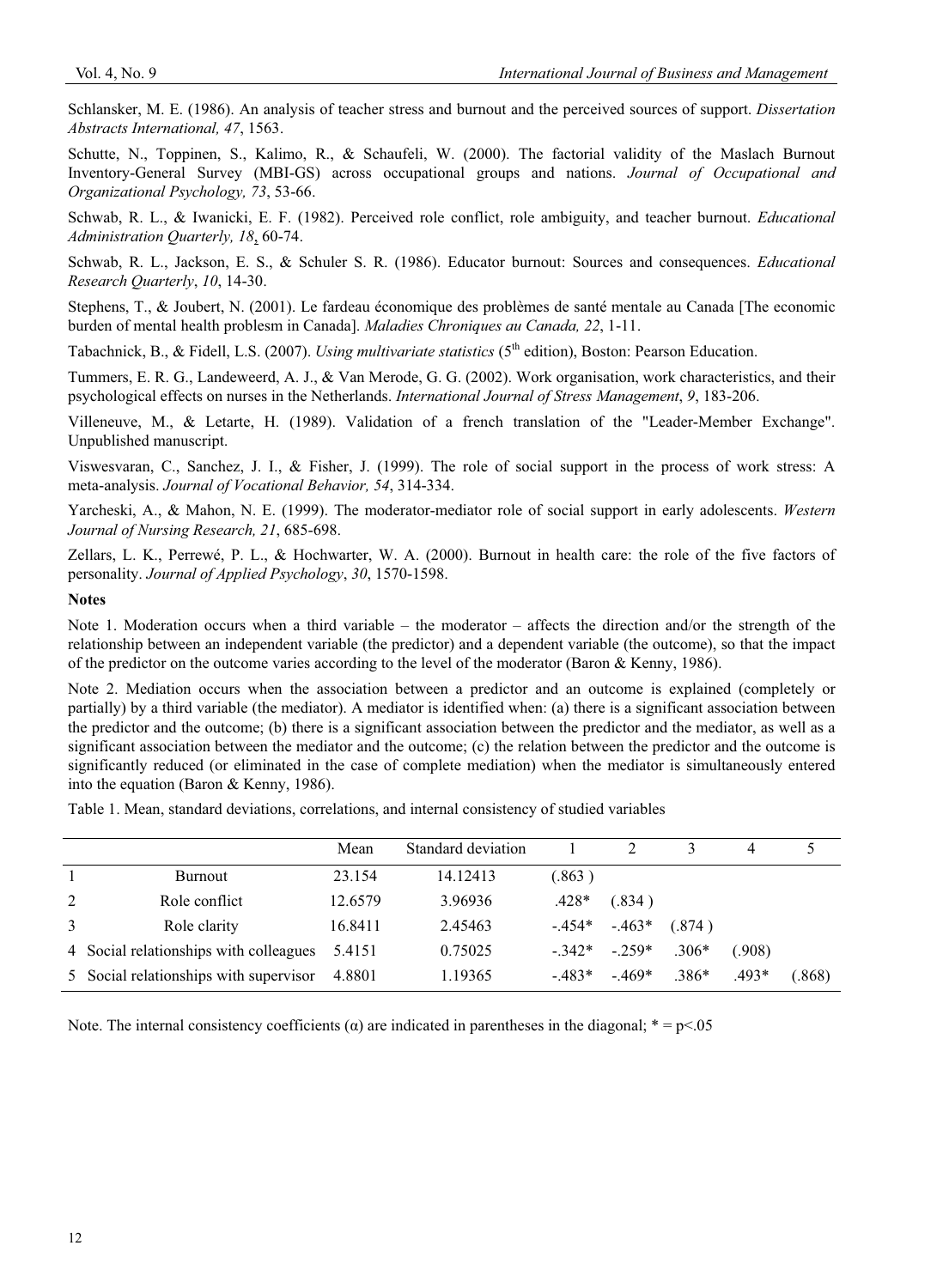Schlansker, M. E. (1986). An analysis of teacher stress and burnout and the perceived sources of support. *Dissertation Abstracts International, 47*, 1563.

Schutte, N., Toppinen, S., Kalimo, R., & Schaufeli, W. (2000). The factorial validity of the Maslach Burnout Inventory-General Survey (MBI-GS) across occupational groups and nations. *Journal of Occupational and Organizational Psychology, 73*, 53-66.

Schwab, R. L., & Iwanicki, E. F. (1982). Perceived role conflict, role ambiguity, and teacher burnout. *Educational Administration Quarterly, 18*, 60-74.

Schwab, R. L., Jackson, E. S., & Schuler S. R. (1986). Educator burnout: Sources and consequences. *Educational Research Quarterly*, *10*, 14-30.

Stephens, T., & Joubert, N. (2001). Le fardeau économique des problèmes de santé mentale au Canada [The economic burden of mental health problesm in Canada]. *Maladies Chroniques au Canada, 22*, 1-11.

Tabachnick, B., & Fidell, L.S. (2007). *Using multivariate statistics* (5th edition), Boston: Pearson Education.

Tummers, E. R. G., Landeweerd, A. J., & Van Merode, G. G. (2002). Work organisation, work characteristics, and their psychological effects on nurses in the Netherlands. *International Journal of Stress Management*, *9*, 183-206.

Villeneuve, M., & Letarte, H. (1989). Validation of a french translation of the "Leader-Member Exchange". Unpublished manuscript.

Viswesvaran, C., Sanchez, J. I., & Fisher, J. (1999). The role of social support in the process of work stress: A meta-analysis. *Journal of Vocational Behavior, 54*, 314-334.

Yarcheski, A., & Mahon, N. E. (1999). The moderator-mediator role of social support in early adolescents. *Western Journal of Nursing Research, 21*, 685-698.

Zellars, L. K., Perrewé, P. L., & Hochwarter, W. A. (2000). Burnout in health care: the role of the five factors of personality. *Journal of Applied Psychology*, *30*, 1570-1598.

**Notes**

Note 1. Moderation occurs when a third variable – the moderator – affects the direction and/or the strength of the relationship between an independent variable (the predictor) and a dependent variable (the outcome), so that the impact of the predictor on the outcome varies according to the level of the moderator (Baron & Kenny, 1986).

Note 2. Mediation occurs when the association between a predictor and an outcome is explained (completely or partially) by a third variable (the mediator). A mediator is identified when: (a) there is a significant association between the predictor and the outcome; (b) there is a significant association between the predictor and the mediator, as well as a significant association between the mediator and the outcome; (c) the relation between the predictor and the outcome is significantly reduced (or eliminated in the case of complete mediation) when the mediator is simultaneously entered into the equation (Baron & Kenny, 1986).

Table 1. Mean, standard deviations, correlations, and internal consistency of studied variables

| | | Mean | Standard deviation | 1 | 2 | 3 | 4 | 5 |
|---|---|---|---|---|---|---|---|---|
| 1 | Burnout | 23.154 | 14.12413 | (.863 ) | | | | |
| 2 | Role conflict | 12.6579 | 3.96936 | .428* | (.834 ) | | | |
| 3 | Role clarity | 16.8411 | 2.45463 | -.454* | -.463* | (.874 ) | | |
| 4 | Social relationships with colleagues | 5.4151 | 0.75025 | -.342* | -.259* | .306* | (.908) | |
| 5 | Social relationships with supervisor | 4.8801 | 1.19365 | -.483* | -.469* | .386* | .493* | (.868) |

Note. The internal consistency coefficients (α) are indicated in parentheses in the diagonal; * = $p<.05$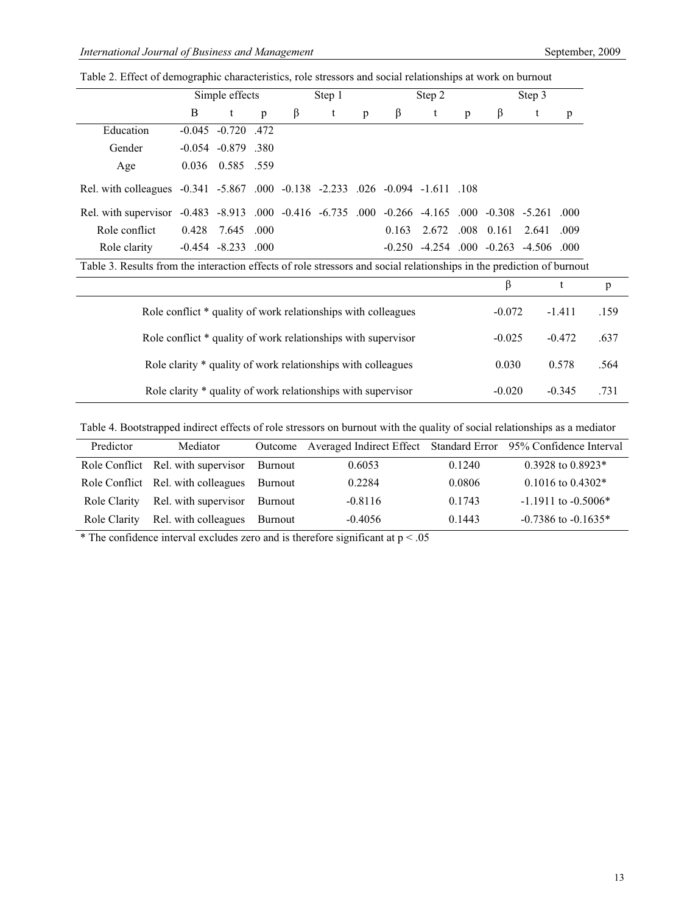Table 2. Effect of demographic characteristics, role stressors and social relationships at work on burnout

| | Simple effects | | | Step 1 | | | Step 2 | | | Step 3 | | |
|---|---|---|---|---|---|---|---|---|---|---|---|---|
| | B | t | p | β | t | p | β | t | p | β | t | p |
| Education | -0.045 | -0.720 | .472 | | | | | | | | | |
| Gender | -0.054 | -0.879 | .380 | | | | | | | | | |
| Age | 0.036 | 0.585 | .559 | | | | | | | | | |
| Rel. with colleagues | -0.341 | -5.867 | .000 | -0.138 | -2.233 | .026 | -0.094 | -1.611 | .108 | | | |
| Rel. with supervisor | -0.483 | -8.913 | .000 | -0.416 | -6.735 | .000 | -0.266 | -4.165 | .000 | -0.308 | -5.261 | .000 |
| Role conflict | 0.428 | 7.645 | .000 | | | | 0.163 | 2.672 | .008 | 0.161 | 2.641 | .009 |
| Role clarity | -0.454 | -8.233 | .000 | | | | -0.250 | -4.254 | .000 | -0.263 | -4.506 | .000 |

Table 3. Results from the interaction effects of role stressors and social relationships in the prediction of burnout

| | β | t | p |
|---|---|---|---|
| Role conflict * quality of work relationships with colleagues | -0.072 | -1.411 | .159 |
| Role conflict * quality of work relationships with supervisor | -0.025 | -0.472 | .637 |
| Role clarity * quality of work relationships with colleagues | 0.030 | 0.578 | .564 |
| Role clarity * quality of work relationships with supervisor | -0.020 | -0.345 | .731 |

Table 4. Bootstrapped indirect effects of role stressors on burnout with the quality of social relationships as a mediator

| Predictor | Mediator | Outcome | Averaged Indirect Effect | Standard Error | 95% Confidence Interval |
|---|---|---|---|---|---|
| Role Conflict | Rel. with supervisor | Burnout | 0.6053 | 0.1240 | 0.3928 to 0.8923* |
| Role Conflict | Rel. with colleagues | Burnout | 0.2284 | 0.0806 | 0.1016 to 0.4302* |
| Role Clarity | Rel. with supervisor | Burnout | -0.8116 | 0.1743 | -1.1911 to -0.5006* |
| Role Clarity | Rel. with colleagues | Burnout | -0.4056 | 0.1443 | -0.7386 to -0.1635* |

* The confidence interval excludes zero and is therefore significant at $p < .05$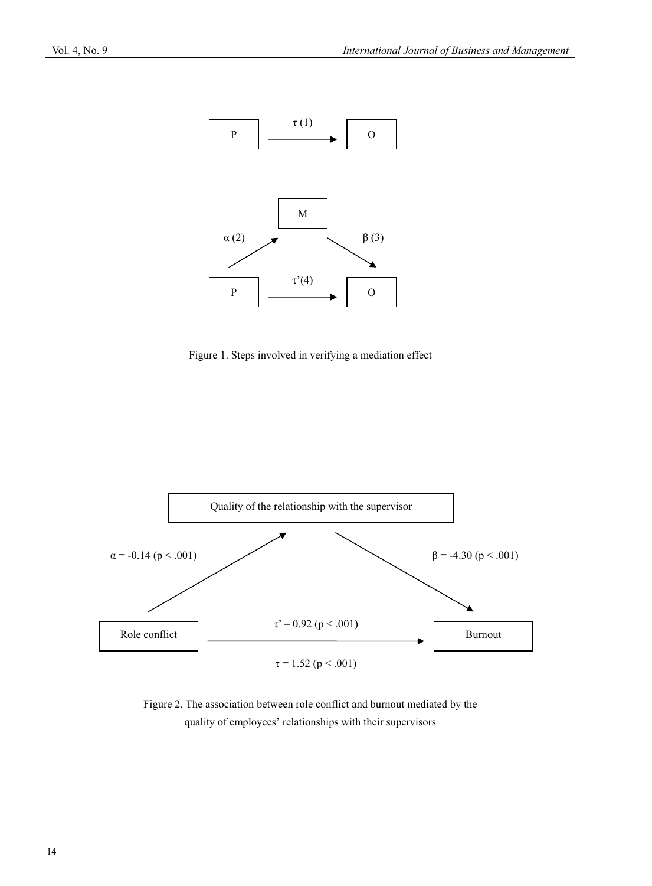P → O: $\tau$ (1)

M

$\alpha$ (2): P → M

$\beta$ (3): M → O

$\tau$'(4): P → O

Figure 1. Steps involved in verifying a mediation effect

Quality of the relationship with the supervisor

$\alpha = -0.14$ ($p < .001$)

$\beta = -4.30$ ($p < .001$)

Role conflict → Burnout

$\tau' = 0.92$ ($p < .001$)

$\tau = 1.52$ ($p < .001$)

Figure 2. The association between role conflict and burnout mediated by the quality of employees' relationships with their supervisors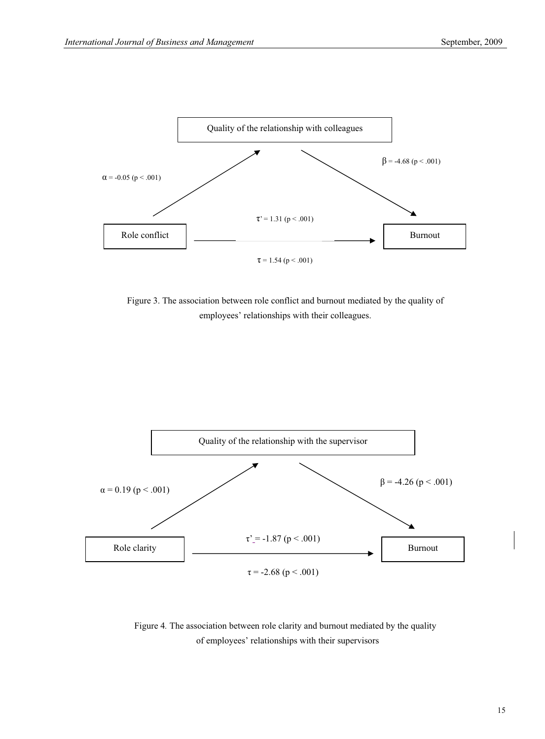Quality of the relationship with colleagues

$\alpha = -0.05$ ($p < .001$)

$\beta = -4.68$ ($p < .001$)

Role conflict

$\tau' = 1.31$ ($p < .001$)

$\tau = 1.54$ ($p < .001$)

Burnout

Figure 3. The association between role conflict and burnout mediated by the quality of employees' relationships with their colleagues.

Quality of the relationship with the supervisor

$\alpha = 0.19$ ($p < .001$)

$\beta = -4.26$ ($p < .001$)

Role clarity

$\tau' = -1.87$ ($p < .001$)

$\tau = -2.68$ ($p < .001$)

Burnout

Figure 4. The association between role clarity and burnout mediated by the quality of employees' relationships with their supervisors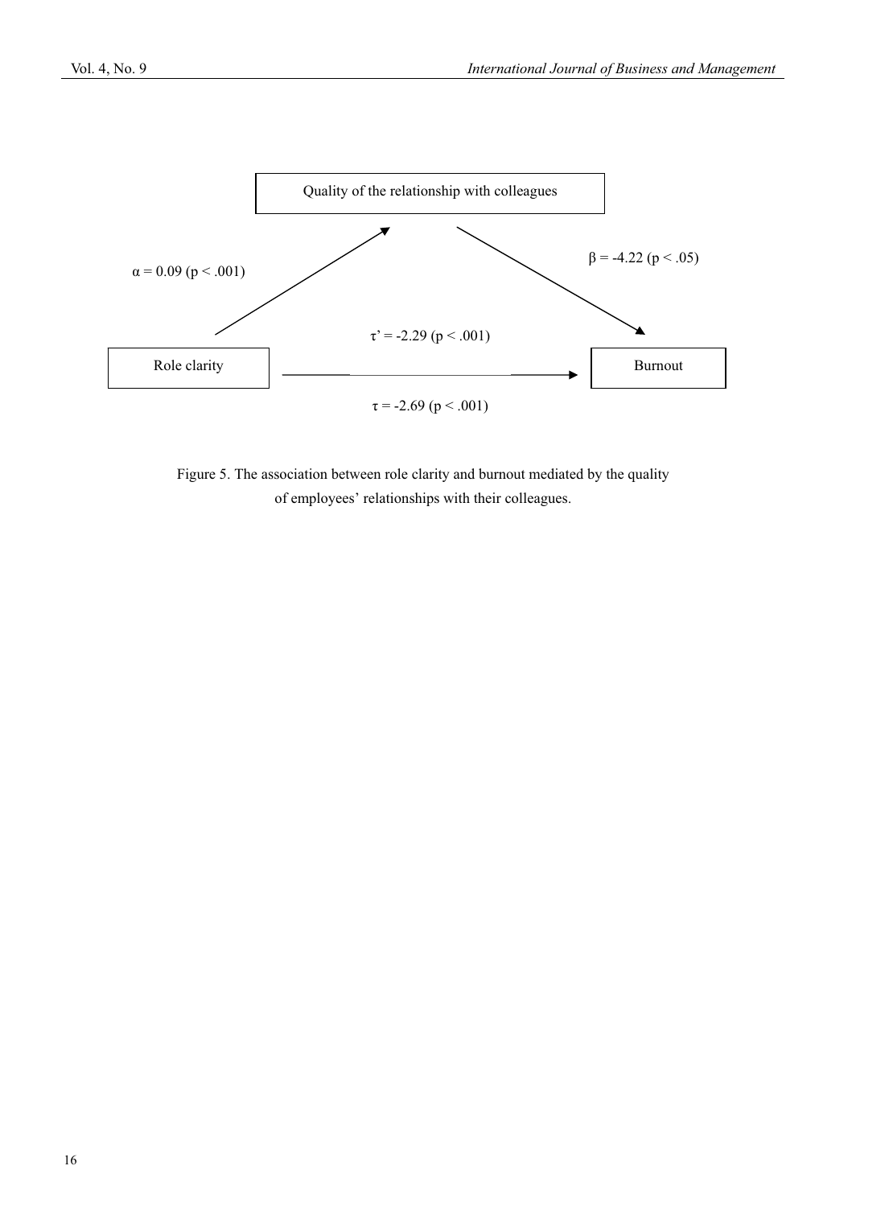Quality of the relationship with colleagues

$\alpha = 0.09$ ($p < .001$)

$\beta = -4.22$ ($p < .05$)

$\tau' = -2.29$ ($p < .001$)

Role clarity

Burnout

$\tau = -2.69$ ($p < .001$)

Figure 5. The association between role clarity and burnout mediated by the quality of employees' relationships with their colleagues.